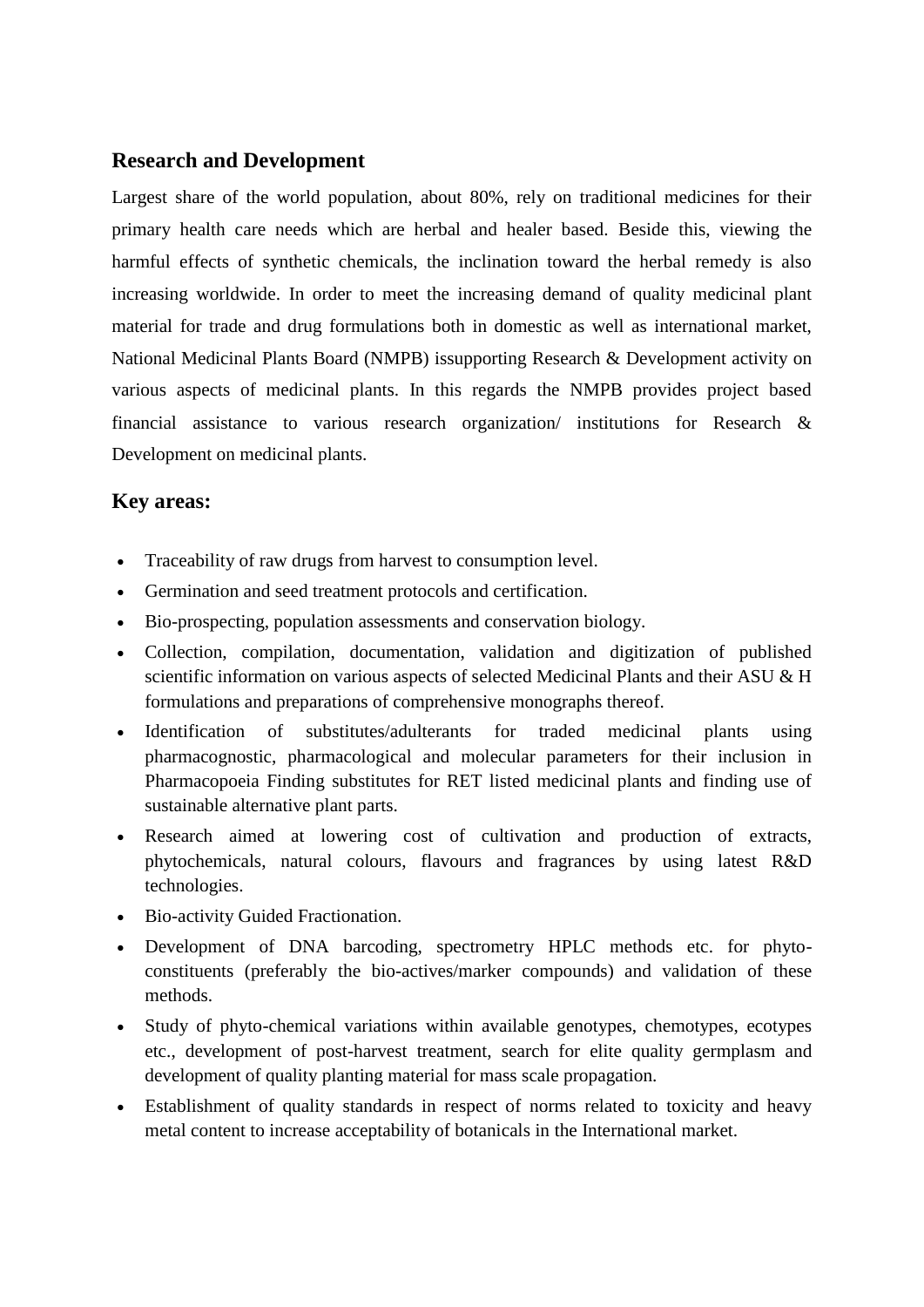## Research and Development

Largest share of the world population, about 80%, rely on traditional medicines for their primary health care needs which are herbal and healer based. Beside this, viewing the harmful effects of synthetic chemicals, the inclination toward the herbal remedy is also increasing worldwide. In order to meet the increasing demand of quality medicinal plant material for trade and drug formulations both in domestic as well as international market, National Medicinal Plants Board (NMPB) issupporting Research & Development activity on various aspects of medicinal plants. In this regards the NMPB provides project based financial assistance to various research organization/ institutions for Research & Development on medicinal plants.

## Key areas:

- Traceability of raw drugs from harvest to consumption level.
- Germination and seed treatment protocols and certification.
- Bio-prospecting, population assessments and conservation biology.
- Collection, compilation, documentation, validation and digitization of published scientific information on various aspects of selected Medicinal Plants and their ASU & H formulations and preparations of comprehensive monographs thereof.
- Identification of substitutes/adulterants for traded medicinal plants using pharmacognostic, pharmacological and molecular parameters for their inclusion in Pharmacopoeia Finding substitutes for RET listed medicinal plants and finding use of sustainable alternative plant parts.
- Research aimed at lowering cost of cultivation and production of extracts, phytochemicals, natural colours, flavours and fragrances by using latest R&D technologies.
- Bio-activity Guided Fractionation.
- Development of DNA barcoding, spectrometry HPLC methods etc. for phyto-constituents (preferably the bio-actives/marker compounds) and validation of these methods.
- Study of phyto-chemical variations within available genotypes, chemotypes, ecotypes etc., development of post-harvest treatment, search for elite quality germplasm and development of quality planting material for mass scale propagation.
- Establishment of quality standards in respect of norms related to toxicity and heavy metal content to increase acceptability of botanicals in the International market.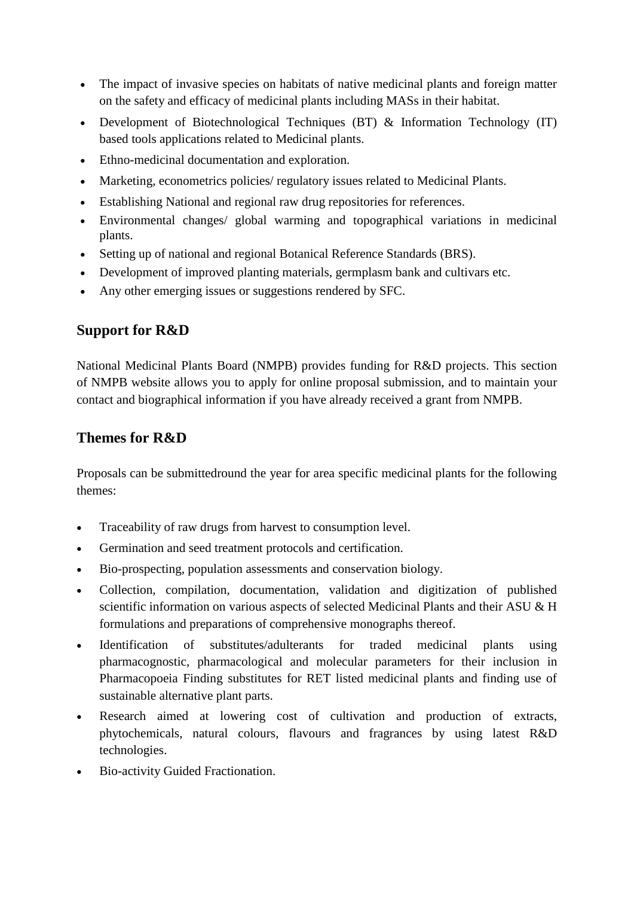- The impact of invasive species on habitats of native medicinal plants and foreign matter on the safety and efficacy of medicinal plants including MASs in their habitat.
- Development of Biotechnological Techniques (BT) & Information Technology (IT) based tools applications related to Medicinal plants.
- Ethno-medicinal documentation and exploration.
- Marketing, econometrics policies/ regulatory issues related to Medicinal Plants.
- Establishing National and regional raw drug repositories for references.
- Environmental changes/ global warming and topographical variations in medicinal plants.
- Setting up of national and regional Botanical Reference Standards (BRS).
- Development of improved planting materials, germplasm bank and cultivars etc.
- Any other emerging issues or suggestions rendered by SFC.

## Support for R&D

National Medicinal Plants Board (NMPB) provides funding for R&D projects. This section of NMPB website allows you to apply for online proposal submission, and to maintain your contact and biographical information if you have already received a grant from NMPB.

## Themes for R&D

Proposals can be submittedround the year for area specific medicinal plants for the following themes:

- Traceability of raw drugs from harvest to consumption level.
- Germination and seed treatment protocols and certification.
- Bio-prospecting, population assessments and conservation biology.
- Collection, compilation, documentation, validation and digitization of published scientific information on various aspects of selected Medicinal Plants and their ASU & H formulations and preparations of comprehensive monographs thereof.
- Identification of substitutes/adulterants for traded medicinal plants using pharmacognostic, pharmacological and molecular parameters for their inclusion in Pharmacopoeia Finding substitutes for RET listed medicinal plants and finding use of sustainable alternative plant parts.
- Research aimed at lowering cost of cultivation and production of extracts, phytochemicals, natural colours, flavours and fragrances by using latest R&D technologies.
- Bio-activity Guided Fractionation.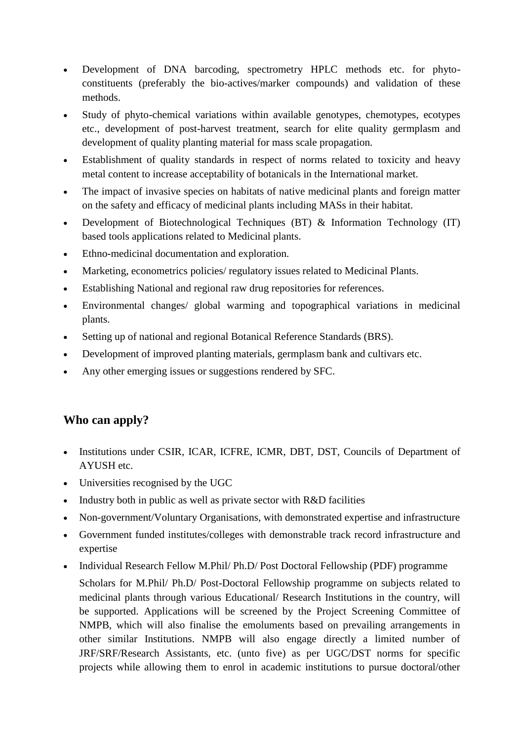- Development of DNA barcoding, spectrometry HPLC methods etc. for phyto-constituents (preferably the bio-actives/marker compounds) and validation of these methods.
- Study of phyto-chemical variations within available genotypes, chemotypes, ecotypes etc., development of post-harvest treatment, search for elite quality germplasm and development of quality planting material for mass scale propagation.
- Establishment of quality standards in respect of norms related to toxicity and heavy metal content to increase acceptability of botanicals in the International market.
- The impact of invasive species on habitats of native medicinal plants and foreign matter on the safety and efficacy of medicinal plants including MASs in their habitat.
- Development of Biotechnological Techniques (BT) & Information Technology (IT) based tools applications related to Medicinal plants.
- Ethno-medicinal documentation and exploration.
- Marketing, econometrics policies/ regulatory issues related to Medicinal Plants.
- Establishing National and regional raw drug repositories for references.
- Environmental changes/ global warming and topographical variations in medicinal plants.
- Setting up of national and regional Botanical Reference Standards (BRS).
- Development of improved planting materials, germplasm bank and cultivars etc.
- Any other emerging issues or suggestions rendered by SFC.

## Who can apply?

- Institutions under CSIR, ICAR, ICFRE, ICMR, DBT, DST, Councils of Department of AYUSH etc.
- Universities recognised by the UGC
- Industry both in public as well as private sector with R&D facilities
- Non-government/Voluntary Organisations, with demonstrated expertise and infrastructure
- Government funded institutes/colleges with demonstrable track record infrastructure and expertise
- Individual Research Fellow M.Phil/ Ph.D/ Post Doctoral Fellowship (PDF) programme

  Scholars for M.Phil/ Ph.D/ Post-Doctoral Fellowship programme on subjects related to medicinal plants through various Educational/ Research Institutions in the country, will be supported. Applications will be screened by the Project Screening Committee of NMPB, which will also finalise the emoluments based on prevailing arrangements in other similar Institutions. NMPB will also engage directly a limited number of JRF/SRF/Research Assistants, etc. (unto five) as per UGC/DST norms for specific projects while allowing them to enrol in academic institutions to pursue doctoral/other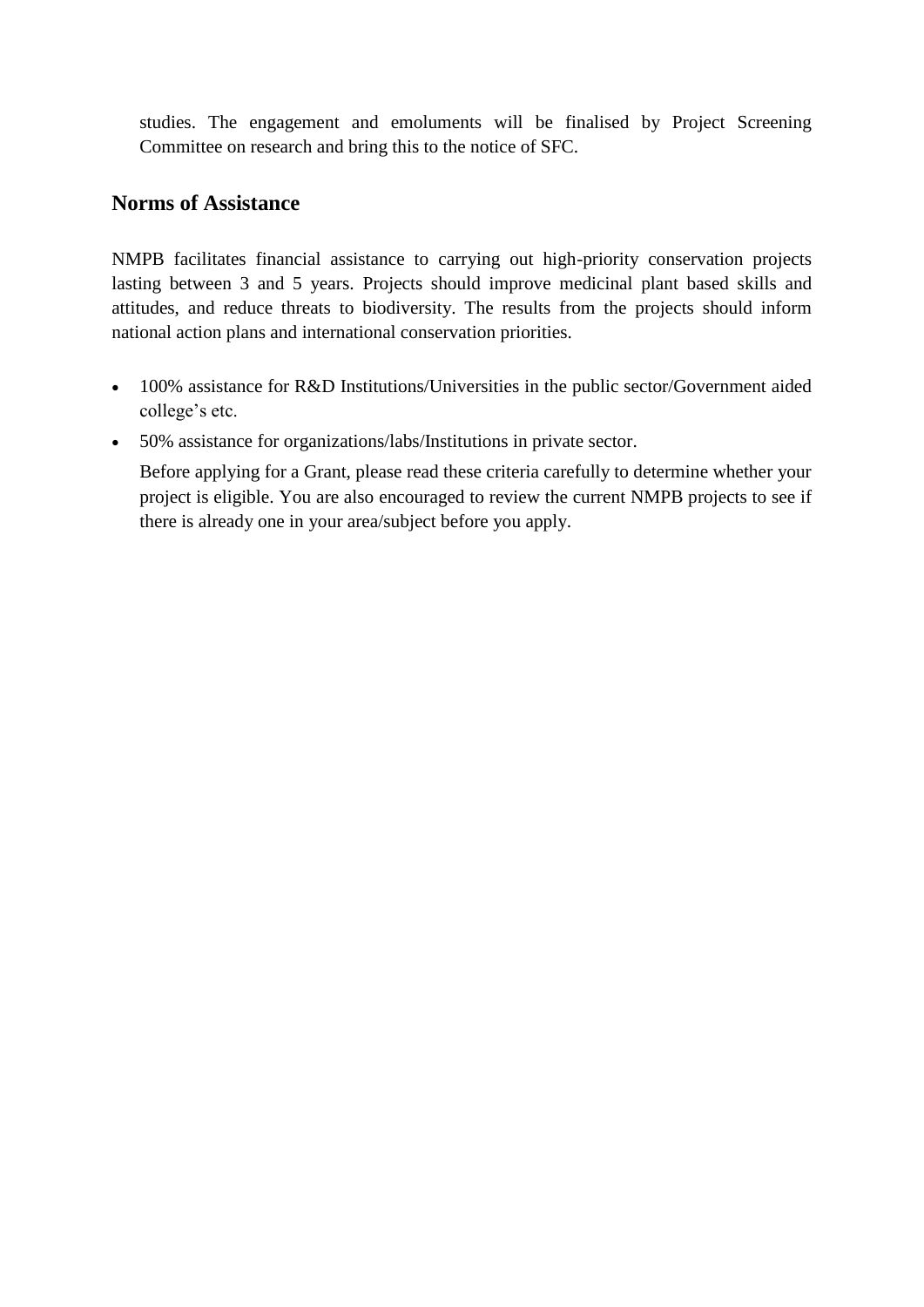studies. The engagement and emoluments will be finalised by Project Screening Committee on research and bring this to the notice of SFC.

## Norms of Assistance

NMPB facilitates financial assistance to carrying out high-priority conservation projects lasting between 3 and 5 years. Projects should improve medicinal plant based skills and attitudes, and reduce threats to biodiversity. The results from the projects should inform national action plans and international conservation priorities.

- 100% assistance for R&D Institutions/Universities in the public sector/Government aided college's etc.
- 50% assistance for organizations/labs/Institutions in private sector.

  Before applying for a Grant, please read these criteria carefully to determine whether your project is eligible. You are also encouraged to review the current NMPB projects to see if there is already one in your area/subject before you apply.